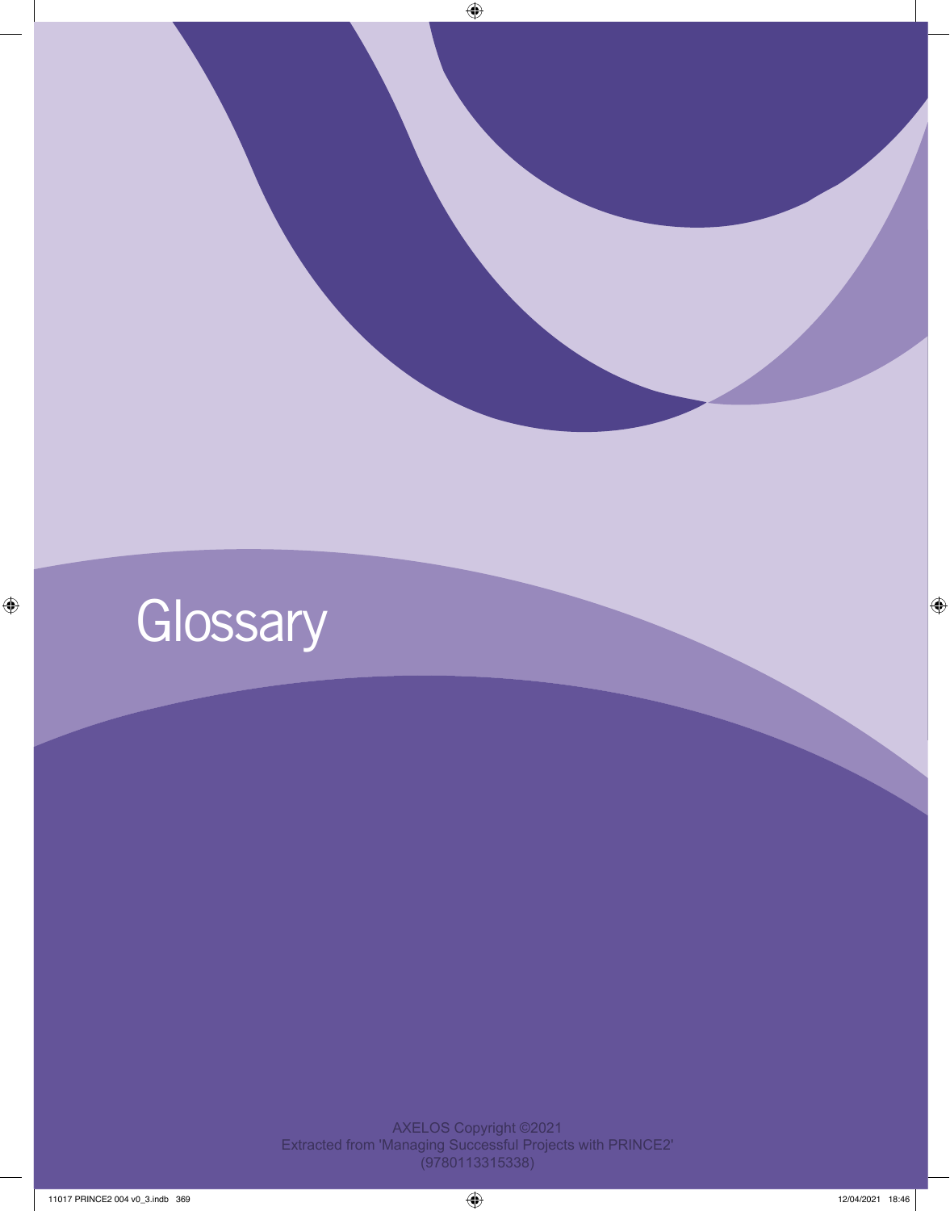# Glossary

AXELOS Copyright ©2021
Extracted from 'Managing Successful Projects with PRINCE2' (9780113315338)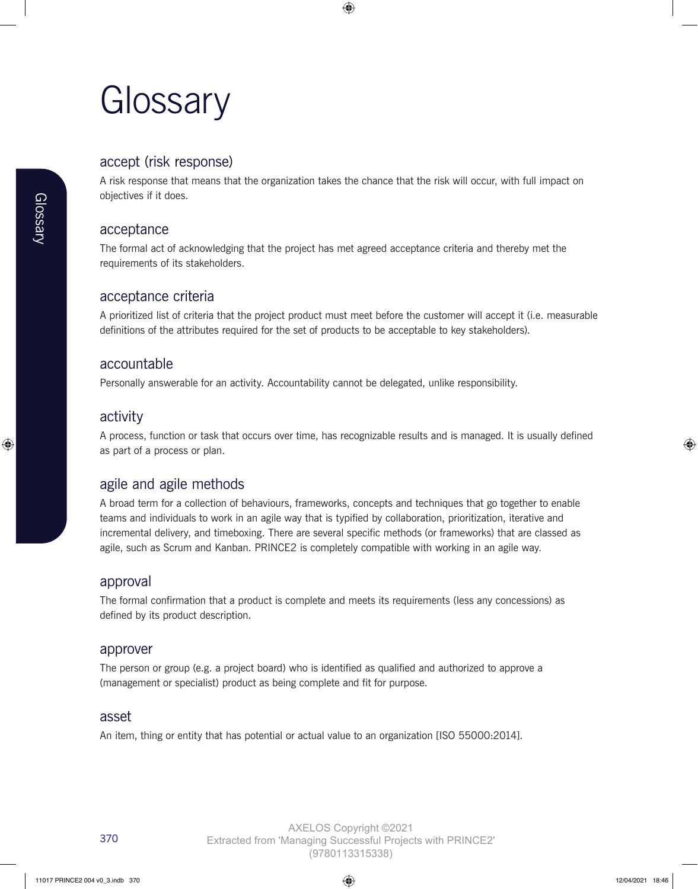# Glossary

## accept (risk response)

A risk response that means that the organization takes the chance that the risk will occur, with full impact on objectives if it does.

## acceptance

The formal act of acknowledging that the project has met agreed acceptance criteria and thereby met the requirements of its stakeholders.

## acceptance criteria

A prioritized list of criteria that the project product must meet before the customer will accept it (i.e. measurable definitions of the attributes required for the set of products to be acceptable to key stakeholders).

## accountable

Personally answerable for an activity. Accountability cannot be delegated, unlike responsibility.

## activity

A process, function or task that occurs over time, has recognizable results and is managed. It is usually defined as part of a process or plan.

## agile and agile methods

A broad term for a collection of behaviours, frameworks, concepts and techniques that go together to enable teams and individuals to work in an agile way that is typified by collaboration, prioritization, iterative and incremental delivery, and timeboxing. There are several specific methods (or frameworks) that are classed as agile, such as Scrum and Kanban. PRINCE2 is completely compatible with working in an agile way.

## approval

The formal confirmation that a product is complete and meets its requirements (less any concessions) as defined by its product description.

## approver

The person or group (e.g. a project board) who is identified as qualified and authorized to approve a (management or specialist) product as being complete and fit for purpose.

## asset

An item, thing or entity that has potential or actual value to an organization [ISO 55000:2014].

AXELOS Copyright ©2021
Extracted from 'Managing Successful Projects with PRINCE2' (9780113315338)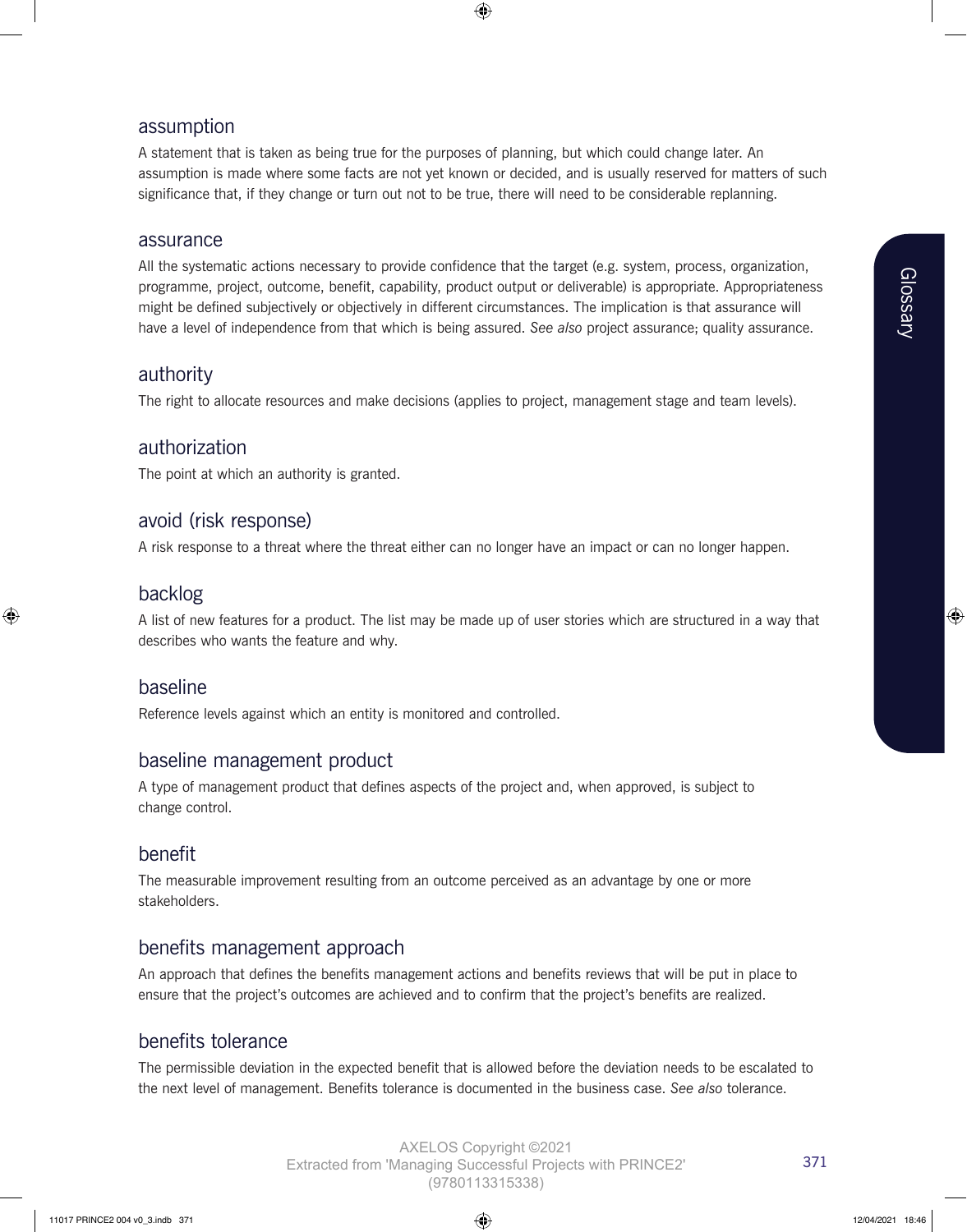## assumption

A statement that is taken as being true for the purposes of planning, but which could change later. An assumption is made where some facts are not yet known or decided, and is usually reserved for matters of such significance that, if they change or turn out not to be true, there will need to be considerable replanning.

## assurance

All the systematic actions necessary to provide confidence that the target (e.g. system, process, organization, programme, project, outcome, benefit, capability, product output or deliverable) is appropriate. Appropriateness might be defined subjectively or objectively in different circumstances. The implication is that assurance will have a level of independence from that which is being assured. *See also* project assurance; quality assurance.

## authority

The right to allocate resources and make decisions (applies to project, management stage and team levels).

## authorization

The point at which an authority is granted.

## avoid (risk response)

A risk response to a threat where the threat either can no longer have an impact or can no longer happen.

## backlog

A list of new features for a product. The list may be made up of user stories which are structured in a way that describes who wants the feature and why.

## baseline

Reference levels against which an entity is monitored and controlled.

## baseline management product

A type of management product that defines aspects of the project and, when approved, is subject to change control.

## benefit

The measurable improvement resulting from an outcome perceived as an advantage by one or more stakeholders.

## benefits management approach

An approach that defines the benefits management actions and benefits reviews that will be put in place to ensure that the project's outcomes are achieved and to confirm that the project's benefits are realized.

## benefits tolerance

The permissible deviation in the expected benefit that is allowed before the deviation needs to be escalated to the next level of management. Benefits tolerance is documented in the business case. *See also* tolerance.

AXELOS Copyright ©2021
Extracted from 'Managing Successful Projects with PRINCE2' (9780113315338)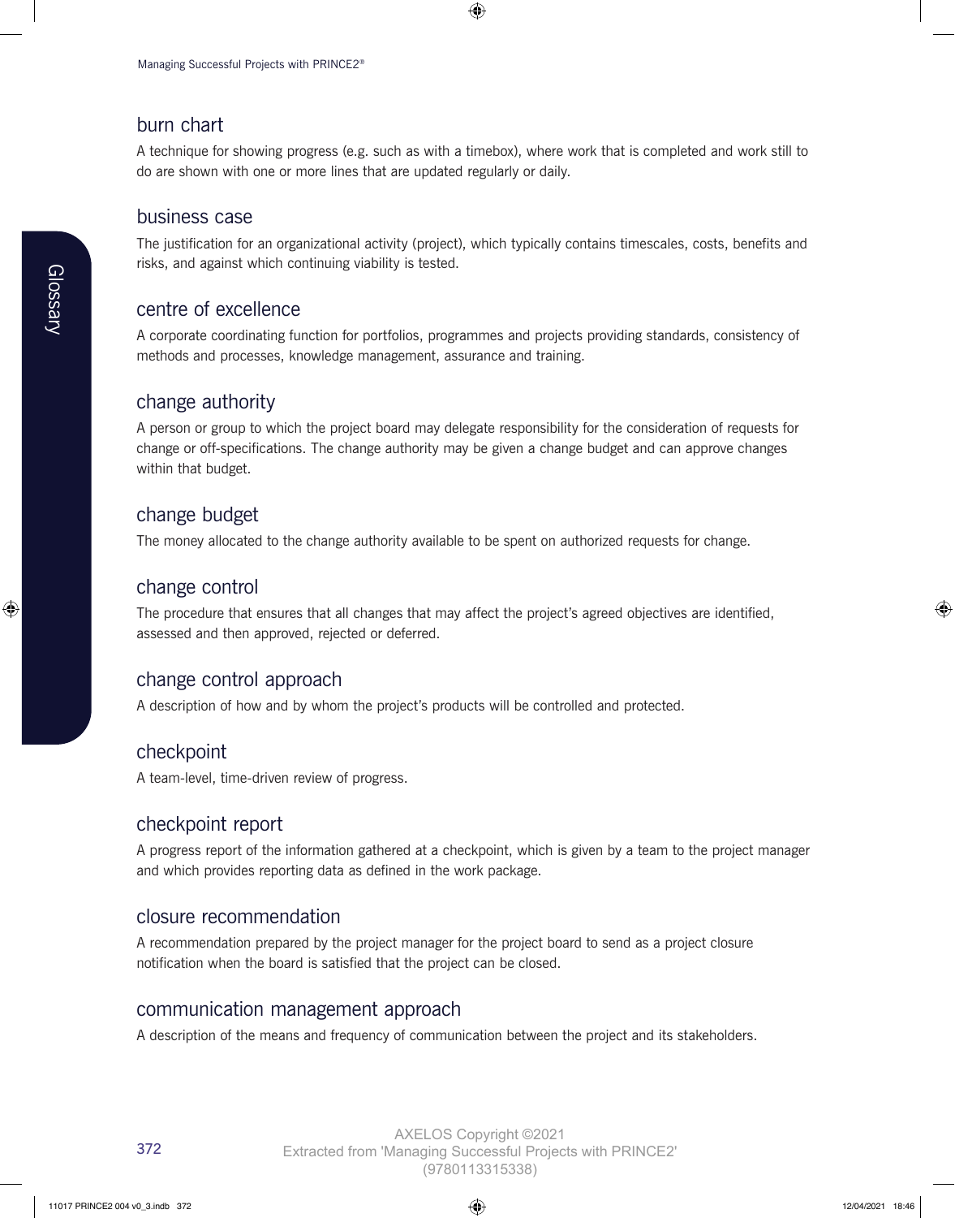## burn chart

A technique for showing progress (e.g. such as with a timebox), where work that is completed and work still to do are shown with one or more lines that are updated regularly or daily.

## business case

The justification for an organizational activity (project), which typically contains timescales, costs, benefits and risks, and against which continuing viability is tested.

## centre of excellence

A corporate coordinating function for portfolios, programmes and projects providing standards, consistency of methods and processes, knowledge management, assurance and training.

## change authority

A person or group to which the project board may delegate responsibility for the consideration of requests for change or off-specifications. The change authority may be given a change budget and can approve changes within that budget.

## change budget

The money allocated to the change authority available to be spent on authorized requests for change.

## change control

The procedure that ensures that all changes that may affect the project's agreed objectives are identified, assessed and then approved, rejected or deferred.

## change control approach

A description of how and by whom the project's products will be controlled and protected.

## checkpoint

A team-level, time-driven review of progress.

## checkpoint report

A progress report of the information gathered at a checkpoint, which is given by a team to the project manager and which provides reporting data as defined in the work package.

## closure recommendation

A recommendation prepared by the project manager for the project board to send as a project closure notification when the board is satisfied that the project can be closed.

## communication management approach

A description of the means and frequency of communication between the project and its stakeholders.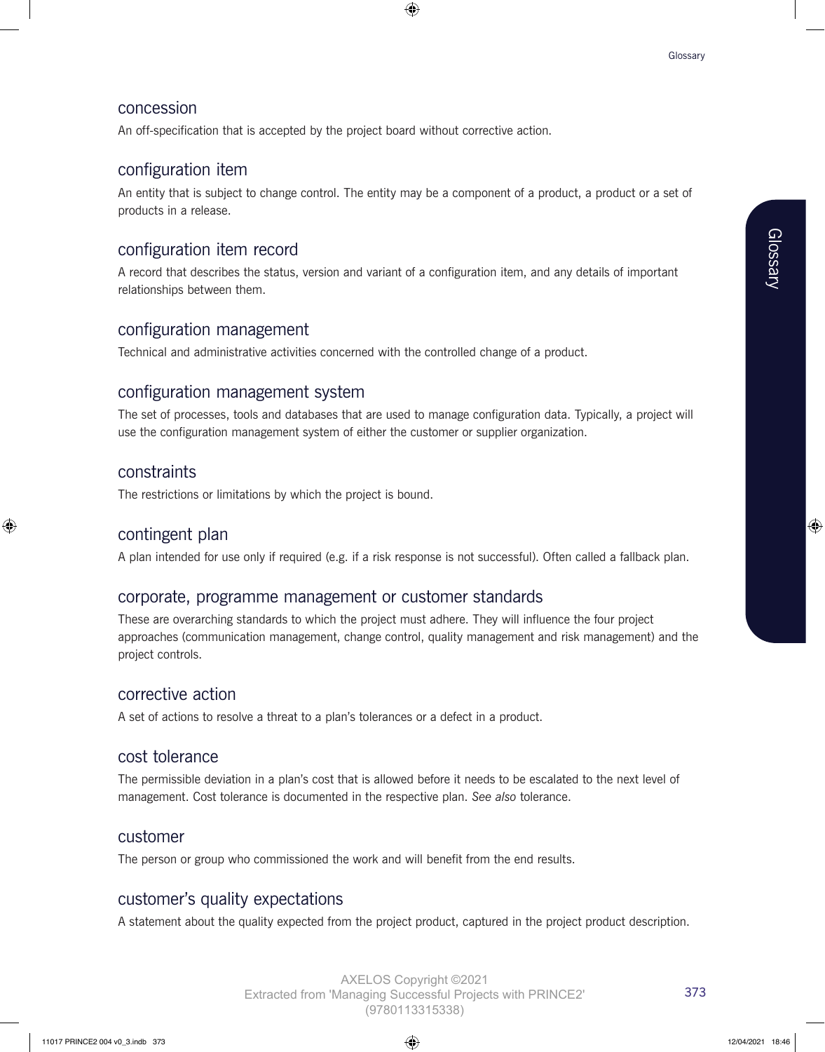### concession

An off-specification that is accepted by the project board without corrective action.

### configuration item

An entity that is subject to change control. The entity may be a component of a product, a product or a set of products in a release.

### configuration item record

A record that describes the status, version and variant of a configuration item, and any details of important relationships between them.

### configuration management

Technical and administrative activities concerned with the controlled change of a product.

### configuration management system

The set of processes, tools and databases that are used to manage configuration data. Typically, a project will use the configuration management system of either the customer or supplier organization.

### constraints

The restrictions or limitations by which the project is bound.

### contingent plan

A plan intended for use only if required (e.g. if a risk response is not successful). Often called a fallback plan.

### corporate, programme management or customer standards

These are overarching standards to which the project must adhere. They will influence the four project approaches (communication management, change control, quality management and risk management) and the project controls.

### corrective action

A set of actions to resolve a threat to a plan's tolerances or a defect in a product.

### cost tolerance

The permissible deviation in a plan's cost that is allowed before it needs to be escalated to the next level of management. Cost tolerance is documented in the respective plan. *See also* tolerance.

### customer

The person or group who commissioned the work and will benefit from the end results.

### customer's quality expectations

A statement about the quality expected from the project product, captured in the project product description.

AXELOS Copyright ©2021
Extracted from 'Managing Successful Projects with PRINCE2' (9780113315338)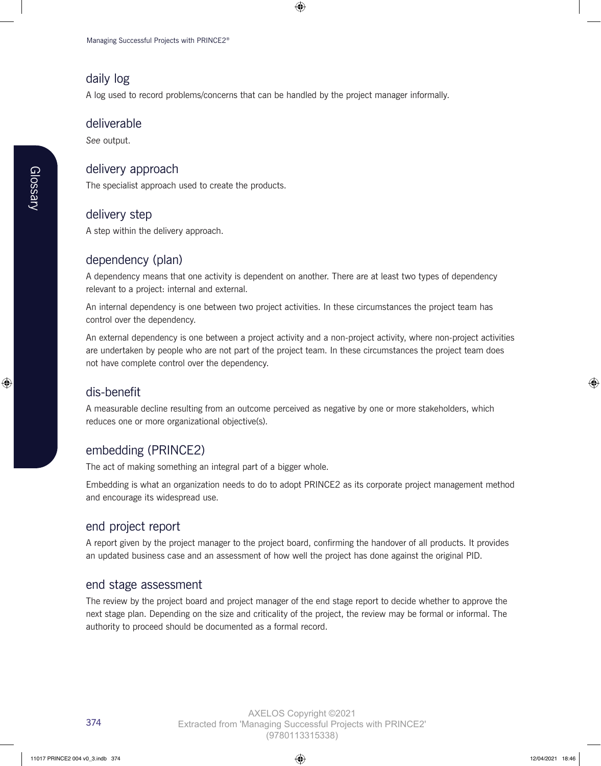## daily log

A log used to record problems/concerns that can be handled by the project manager informally.

## deliverable

*See* output.

## delivery approach

The specialist approach used to create the products.

## delivery step

A step within the delivery approach.

## dependency (plan)

A dependency means that one activity is dependent on another. There are at least two types of dependency relevant to a project: internal and external.

An internal dependency is one between two project activities. In these circumstances the project team has control over the dependency.

An external dependency is one between a project activity and a non-project activity, where non-project activities are undertaken by people who are not part of the project team. In these circumstances the project team does not have complete control over the dependency.

## dis-benefit

A measurable decline resulting from an outcome perceived as negative by one or more stakeholders, which reduces one or more organizational objective(s).

## embedding (PRINCE2)

The act of making something an integral part of a bigger whole.

Embedding is what an organization needs to do to adopt PRINCE2 as its corporate project management method and encourage its widespread use.

## end project report

A report given by the project manager to the project board, confirming the handover of all products. It provides an updated business case and an assessment of how well the project has done against the original PID.

## end stage assessment

The review by the project board and project manager of the end stage report to decide whether to approve the next stage plan. Depending on the size and criticality of the project, the review may be formal or informal. The authority to proceed should be documented as a formal record.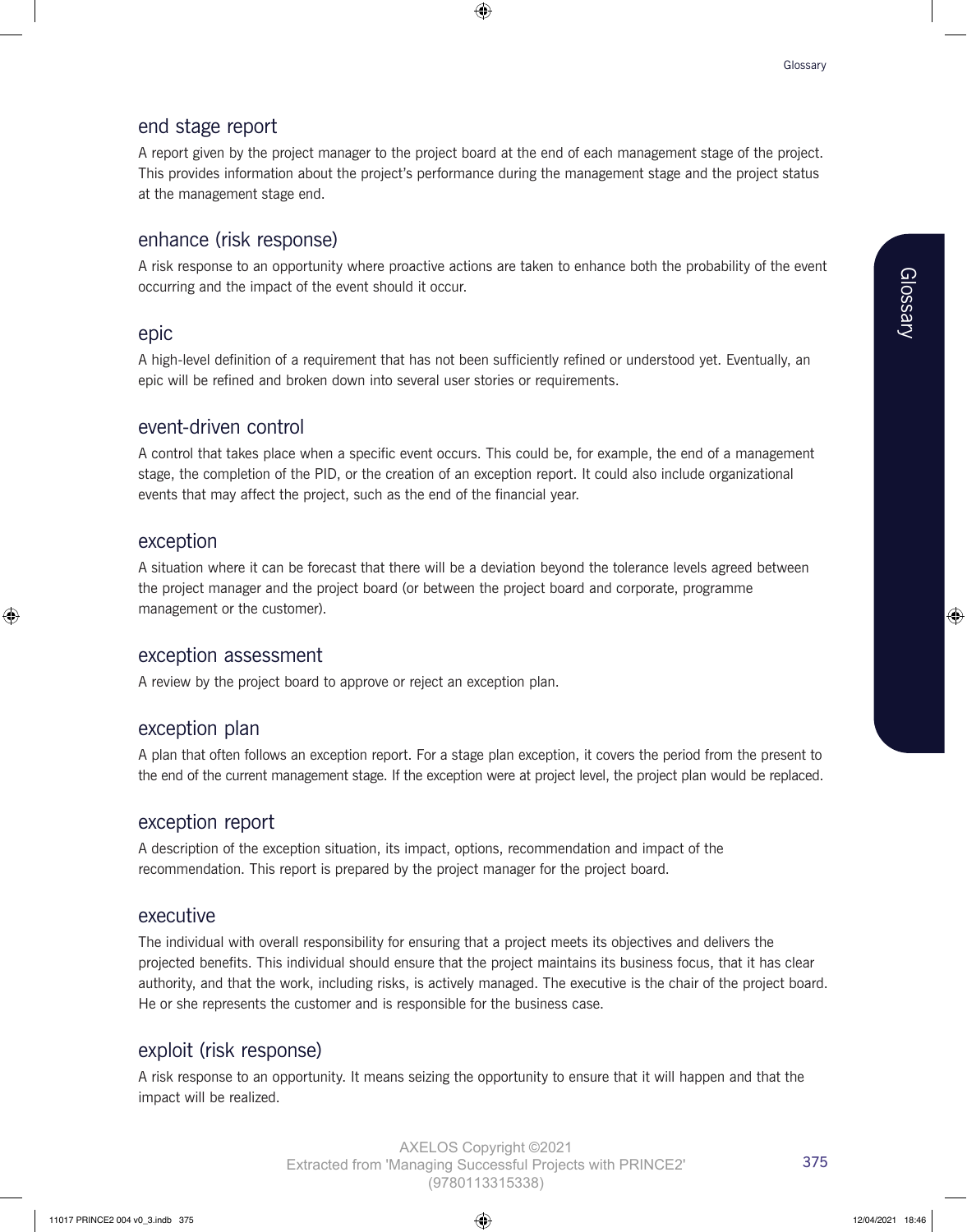## end stage report

A report given by the project manager to the project board at the end of each management stage of the project. This provides information about the project's performance during the management stage and the project status at the management stage end.

## enhance (risk response)

A risk response to an opportunity where proactive actions are taken to enhance both the probability of the event occurring and the impact of the event should it occur.

## epic

A high-level definition of a requirement that has not been sufficiently refined or understood yet. Eventually, an epic will be refined and broken down into several user stories or requirements.

## event-driven control

A control that takes place when a specific event occurs. This could be, for example, the end of a management stage, the completion of the PID, or the creation of an exception report. It could also include organizational events that may affect the project, such as the end of the financial year.

## exception

A situation where it can be forecast that there will be a deviation beyond the tolerance levels agreed between the project manager and the project board (or between the project board and corporate, programme management or the customer).

## exception assessment

A review by the project board to approve or reject an exception plan.

## exception plan

A plan that often follows an exception report. For a stage plan exception, it covers the period from the present to the end of the current management stage. If the exception were at project level, the project plan would be replaced.

## exception report

A description of the exception situation, its impact, options, recommendation and impact of the recommendation. This report is prepared by the project manager for the project board.

## executive

The individual with overall responsibility for ensuring that a project meets its objectives and delivers the projected benefits. This individual should ensure that the project maintains its business focus, that it has clear authority, and that the work, including risks, is actively managed. The executive is the chair of the project board. He or she represents the customer and is responsible for the business case.

## exploit (risk response)

A risk response to an opportunity. It means seizing the opportunity to ensure that it will happen and that the impact will be realized.

AXELOS Copyright ©2021
Extracted from 'Managing Successful Projects with PRINCE2' (9780113315338)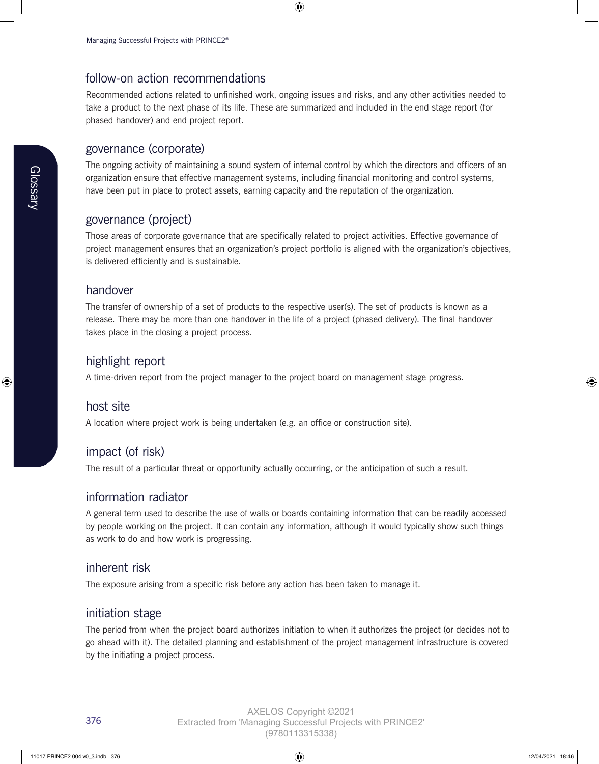## follow-on action recommendations

Recommended actions related to unfinished work, ongoing issues and risks, and any other activities needed to take a product to the next phase of its life. These are summarized and included in the end stage report (for phased handover) and end project report.

## governance (corporate)

The ongoing activity of maintaining a sound system of internal control by which the directors and officers of an organization ensure that effective management systems, including financial monitoring and control systems, have been put in place to protect assets, earning capacity and the reputation of the organization.

## governance (project)

Those areas of corporate governance that are specifically related to project activities. Effective governance of project management ensures that an organization's project portfolio is aligned with the organization's objectives, is delivered efficiently and is sustainable.

## handover

The transfer of ownership of a set of products to the respective user(s). The set of products is known as a release. There may be more than one handover in the life of a project (phased delivery). The final handover takes place in the closing a project process.

## highlight report

A time-driven report from the project manager to the project board on management stage progress.

## host site

A location where project work is being undertaken (e.g. an office or construction site).

## impact (of risk)

The result of a particular threat or opportunity actually occurring, or the anticipation of such a result.

## information radiator

A general term used to describe the use of walls or boards containing information that can be readily accessed by people working on the project. It can contain any information, although it would typically show such things as work to do and how work is progressing.

## inherent risk

The exposure arising from a specific risk before any action has been taken to manage it.

## initiation stage

The period from when the project board authorizes initiation to when it authorizes the project (or decides not to go ahead with it). The detailed planning and establishment of the project management infrastructure is covered by the initiating a project process.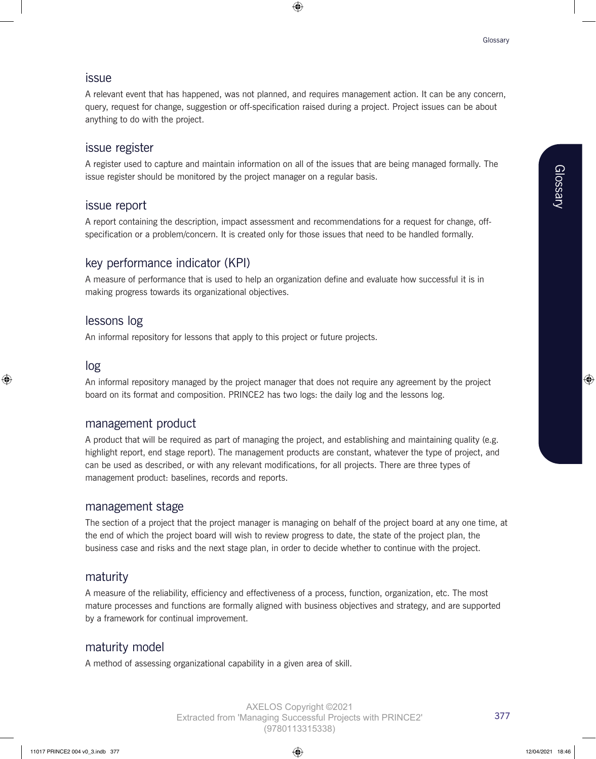## issue

A relevant event that has happened, was not planned, and requires management action. It can be any concern, query, request for change, suggestion or off-specification raised during a project. Project issues can be about anything to do with the project.

## issue register

A register used to capture and maintain information on all of the issues that are being managed formally. The issue register should be monitored by the project manager on a regular basis.

## issue report

A report containing the description, impact assessment and recommendations for a request for change, off-specification or a problem/concern. It is created only for those issues that need to be handled formally.

## key performance indicator (KPI)

A measure of performance that is used to help an organization define and evaluate how successful it is in making progress towards its organizational objectives.

## lessons log

An informal repository for lessons that apply to this project or future projects.

## log

An informal repository managed by the project manager that does not require any agreement by the project board on its format and composition. PRINCE2 has two logs: the daily log and the lessons log.

## management product

A product that will be required as part of managing the project, and establishing and maintaining quality (e.g. highlight report, end stage report). The management products are constant, whatever the type of project, and can be used as described, or with any relevant modifications, for all projects. There are three types of management product: baselines, records and reports.

## management stage

The section of a project that the project manager is managing on behalf of the project board at any one time, at the end of which the project board will wish to review progress to date, the state of the project plan, the business case and risks and the next stage plan, in order to decide whether to continue with the project.

## maturity

A measure of the reliability, efficiency and effectiveness of a process, function, organization, etc. The most mature processes and functions are formally aligned with business objectives and strategy, and are supported by a framework for continual improvement.

## maturity model

A method of assessing organizational capability in a given area of skill.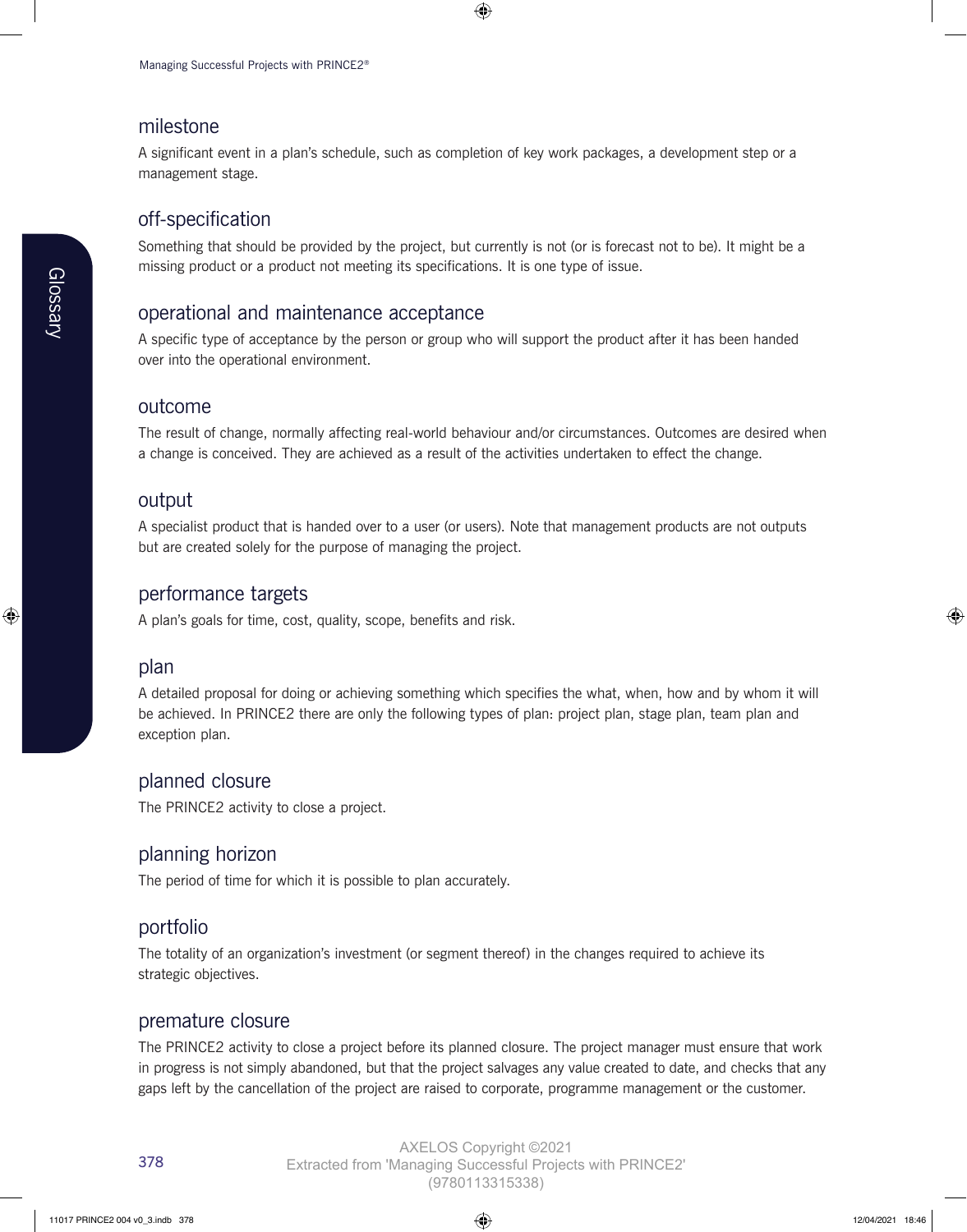### milestone

A significant event in a plan's schedule, such as completion of key work packages, a development step or a management stage.

### off-specification

Something that should be provided by the project, but currently is not (or is forecast not to be). It might be a missing product or a product not meeting its specifications. It is one type of issue.

### operational and maintenance acceptance

A specific type of acceptance by the person or group who will support the product after it has been handed over into the operational environment.

### outcome

The result of change, normally affecting real-world behaviour and/or circumstances. Outcomes are desired when a change is conceived. They are achieved as a result of the activities undertaken to effect the change.

### output

A specialist product that is handed over to a user (or users). Note that management products are not outputs but are created solely for the purpose of managing the project.

### performance targets

A plan's goals for time, cost, quality, scope, benefits and risk.

### plan

A detailed proposal for doing or achieving something which specifies the what, when, how and by whom it will be achieved. In PRINCE2 there are only the following types of plan: project plan, stage plan, team plan and exception plan.

### planned closure

The PRINCE2 activity to close a project.

### planning horizon

The period of time for which it is possible to plan accurately.

### portfolio

The totality of an organization's investment (or segment thereof) in the changes required to achieve its strategic objectives.

### premature closure

The PRINCE2 activity to close a project before its planned closure. The project manager must ensure that work in progress is not simply abandoned, but that the project salvages any value created to date, and checks that any gaps left by the cancellation of the project are raised to corporate, programme management or the customer.

AXELOS Copyright ©2021
Extracted from 'Managing Successful Projects with PRINCE2' (9780113315338)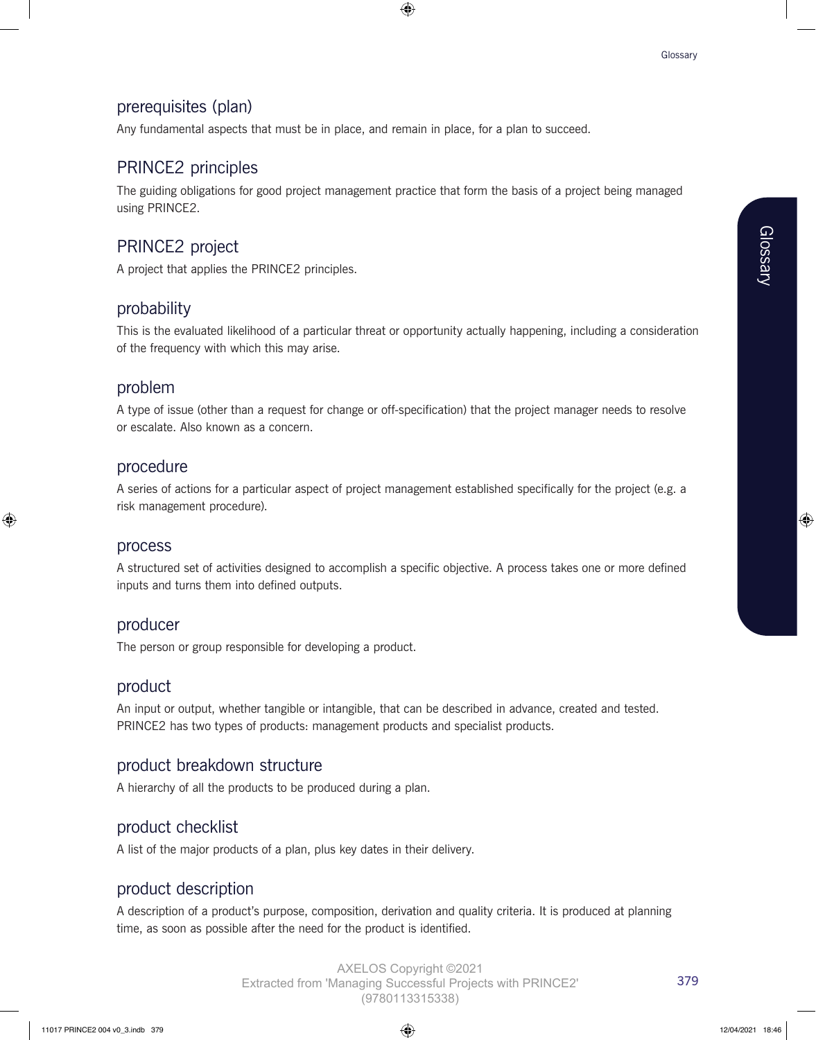## prerequisites (plan)

Any fundamental aspects that must be in place, and remain in place, for a plan to succeed.

## PRINCE2 principles

The guiding obligations for good project management practice that form the basis of a project being managed using PRINCE2.

## PRINCE2 project

A project that applies the PRINCE2 principles.

## probability

This is the evaluated likelihood of a particular threat or opportunity actually happening, including a consideration of the frequency with which this may arise.

## problem

A type of issue (other than a request for change or off-specification) that the project manager needs to resolve or escalate. Also known as a concern.

## procedure

A series of actions for a particular aspect of project management established specifically for the project (e.g. a risk management procedure).

## process

A structured set of activities designed to accomplish a specific objective. A process takes one or more defined inputs and turns them into defined outputs.

## producer

The person or group responsible for developing a product.

## product

An input or output, whether tangible or intangible, that can be described in advance, created and tested. PRINCE2 has two types of products: management products and specialist products.

## product breakdown structure

A hierarchy of all the products to be produced during a plan.

## product checklist

A list of the major products of a plan, plus key dates in their delivery.

## product description

A description of a product's purpose, composition, derivation and quality criteria. It is produced at planning time, as soon as possible after the need for the product is identified.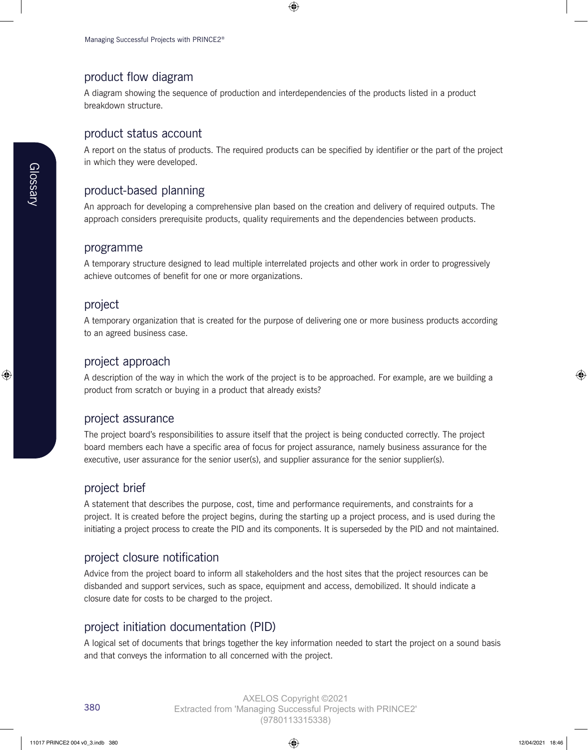## product flow diagram

A diagram showing the sequence of production and interdependencies of the products listed in a product breakdown structure.

## product status account

A report on the status of products. The required products can be specified by identifier or the part of the project in which they were developed.

## product-based planning

An approach for developing a comprehensive plan based on the creation and delivery of required outputs. The approach considers prerequisite products, quality requirements and the dependencies between products.

## programme

A temporary structure designed to lead multiple interrelated projects and other work in order to progressively achieve outcomes of benefit for one or more organizations.

## project

A temporary organization that is created for the purpose of delivering one or more business products according to an agreed business case.

## project approach

A description of the way in which the work of the project is to be approached. For example, are we building a product from scratch or buying in a product that already exists?

## project assurance

The project board's responsibilities to assure itself that the project is being conducted correctly. The project board members each have a specific area of focus for project assurance, namely business assurance for the executive, user assurance for the senior user(s), and supplier assurance for the senior supplier(s).

## project brief

A statement that describes the purpose, cost, time and performance requirements, and constraints for a project. It is created before the project begins, during the starting up a project process, and is used during the initiating a project process to create the PID and its components. It is superseded by the PID and not maintained.

## project closure notification

Advice from the project board to inform all stakeholders and the host sites that the project resources can be disbanded and support services, such as space, equipment and access, demobilized. It should indicate a closure date for costs to be charged to the project.

## project initiation documentation (PID)

A logical set of documents that brings together the key information needed to start the project on a sound basis and that conveys the information to all concerned with the project.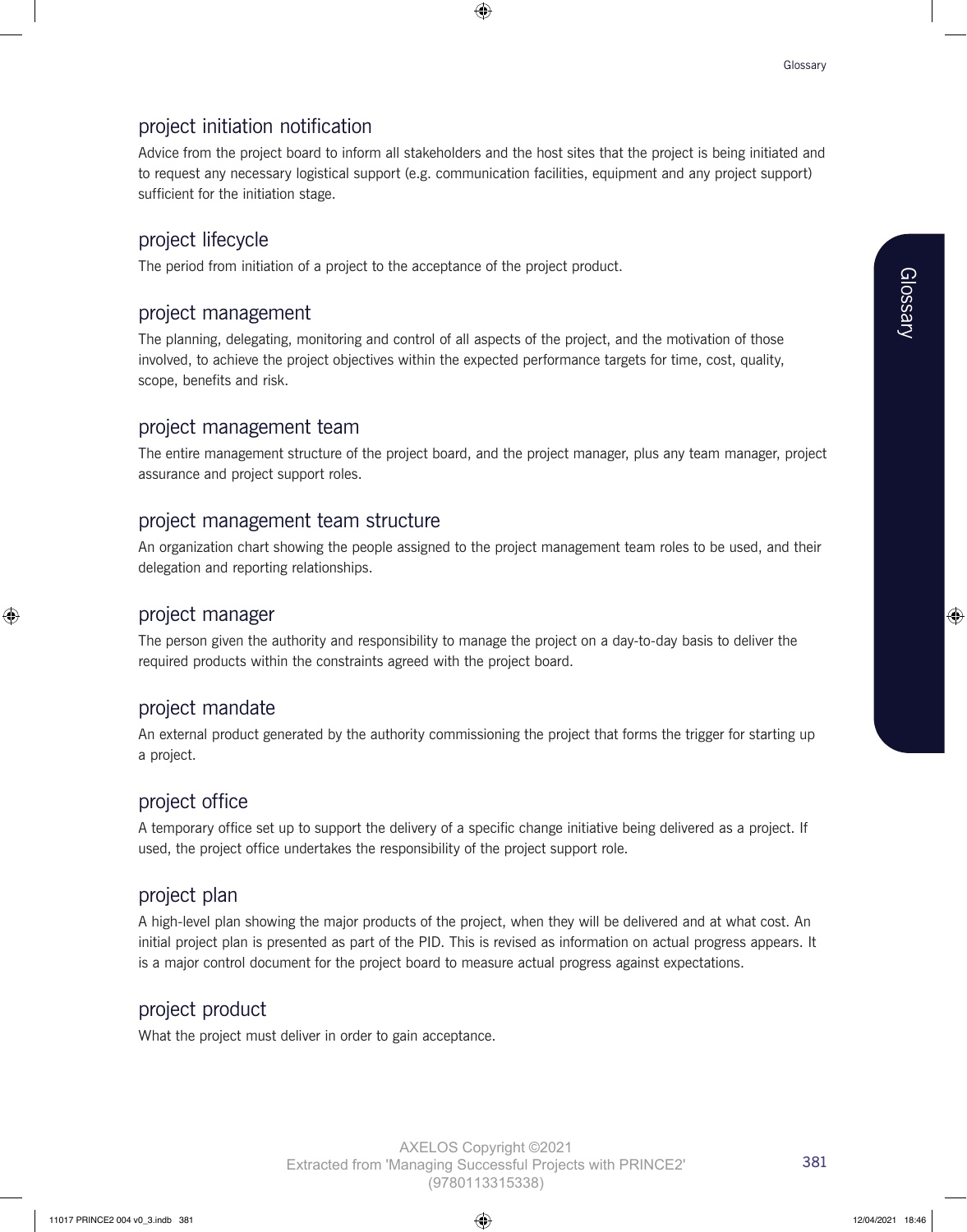## project initiation notification

Advice from the project board to inform all stakeholders and the host sites that the project is being initiated and to request any necessary logistical support (e.g. communication facilities, equipment and any project support) sufficient for the initiation stage.

## project lifecycle

The period from initiation of a project to the acceptance of the project product.

## project management

The planning, delegating, monitoring and control of all aspects of the project, and the motivation of those involved, to achieve the project objectives within the expected performance targets for time, cost, quality, scope, benefits and risk.

## project management team

The entire management structure of the project board, and the project manager, plus any team manager, project assurance and project support roles.

## project management team structure

An organization chart showing the people assigned to the project management team roles to be used, and their delegation and reporting relationships.

## project manager

The person given the authority and responsibility to manage the project on a day-to-day basis to deliver the required products within the constraints agreed with the project board.

## project mandate

An external product generated by the authority commissioning the project that forms the trigger for starting up a project.

## project office

A temporary office set up to support the delivery of a specific change initiative being delivered as a project. If used, the project office undertakes the responsibility of the project support role.

## project plan

A high-level plan showing the major products of the project, when they will be delivered and at what cost. An initial project plan is presented as part of the PID. This is revised as information on actual progress appears. It is a major control document for the project board to measure actual progress against expectations.

## project product

What the project must deliver in order to gain acceptance.

AXELOS Copyright ©2021
Extracted from 'Managing Successful Projects with PRINCE2' (9780113315338)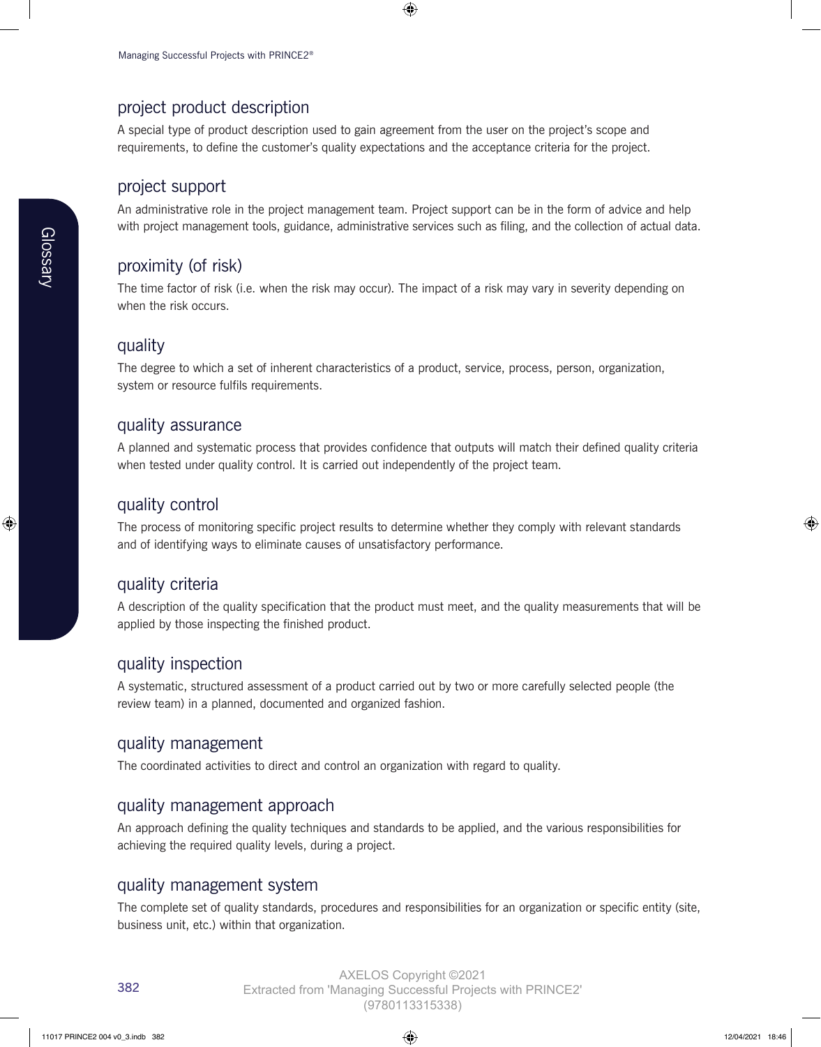## project product description

A special type of product description used to gain agreement from the user on the project's scope and requirements, to define the customer's quality expectations and the acceptance criteria for the project.

## project support

An administrative role in the project management team. Project support can be in the form of advice and help with project management tools, guidance, administrative services such as filing, and the collection of actual data.

## proximity (of risk)

The time factor of risk (i.e. when the risk may occur). The impact of a risk may vary in severity depending on when the risk occurs.

## quality

The degree to which a set of inherent characteristics of a product, service, process, person, organization, system or resource fulfils requirements.

## quality assurance

A planned and systematic process that provides confidence that outputs will match their defined quality criteria when tested under quality control. It is carried out independently of the project team.

## quality control

The process of monitoring specific project results to determine whether they comply with relevant standards and of identifying ways to eliminate causes of unsatisfactory performance.

## quality criteria

A description of the quality specification that the product must meet, and the quality measurements that will be applied by those inspecting the finished product.

## quality inspection

A systematic, structured assessment of a product carried out by two or more carefully selected people (the review team) in a planned, documented and organized fashion.

## quality management

The coordinated activities to direct and control an organization with regard to quality.

## quality management approach

An approach defining the quality techniques and standards to be applied, and the various responsibilities for achieving the required quality levels, during a project.

## quality management system

The complete set of quality standards, procedures and responsibilities for an organization or specific entity (site, business unit, etc.) within that organization.

AXELOS Copyright ©2021
Extracted from 'Managing Successful Projects with PRINCE2' (9780113315338)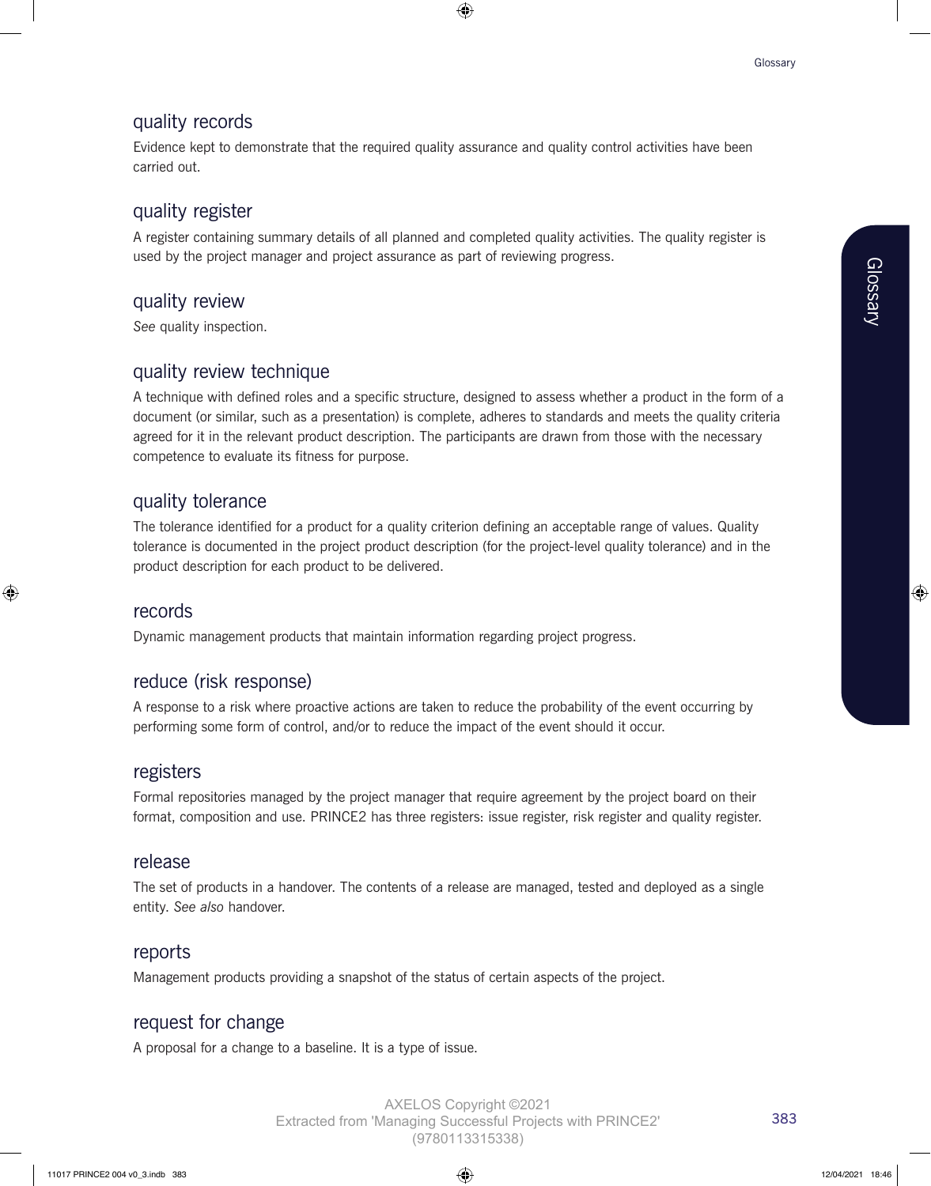## quality records

Evidence kept to demonstrate that the required quality assurance and quality control activities have been carried out.

## quality register

A register containing summary details of all planned and completed quality activities. The quality register is used by the project manager and project assurance as part of reviewing progress.

## quality review

*See* quality inspection.

## quality review technique

A technique with defined roles and a specific structure, designed to assess whether a product in the form of a document (or similar, such as a presentation) is complete, adheres to standards and meets the quality criteria agreed for it in the relevant product description. The participants are drawn from those with the necessary competence to evaluate its fitness for purpose.

## quality tolerance

The tolerance identified for a product for a quality criterion defining an acceptable range of values. Quality tolerance is documented in the project product description (for the project-level quality tolerance) and in the product description for each product to be delivered.

## records

Dynamic management products that maintain information regarding project progress.

## reduce (risk response)

A response to a risk where proactive actions are taken to reduce the probability of the event occurring by performing some form of control, and/or to reduce the impact of the event should it occur.

## registers

Formal repositories managed by the project manager that require agreement by the project board on their format, composition and use. PRINCE2 has three registers: issue register, risk register and quality register.

## release

The set of products in a handover. The contents of a release are managed, tested and deployed as a single entity. *See also* handover.

## reports

Management products providing a snapshot of the status of certain aspects of the project.

## request for change

A proposal for a change to a baseline. It is a type of issue.

AXELOS Copyright ©2021
Extracted from 'Managing Successful Projects with PRINCE2' (9780113315338)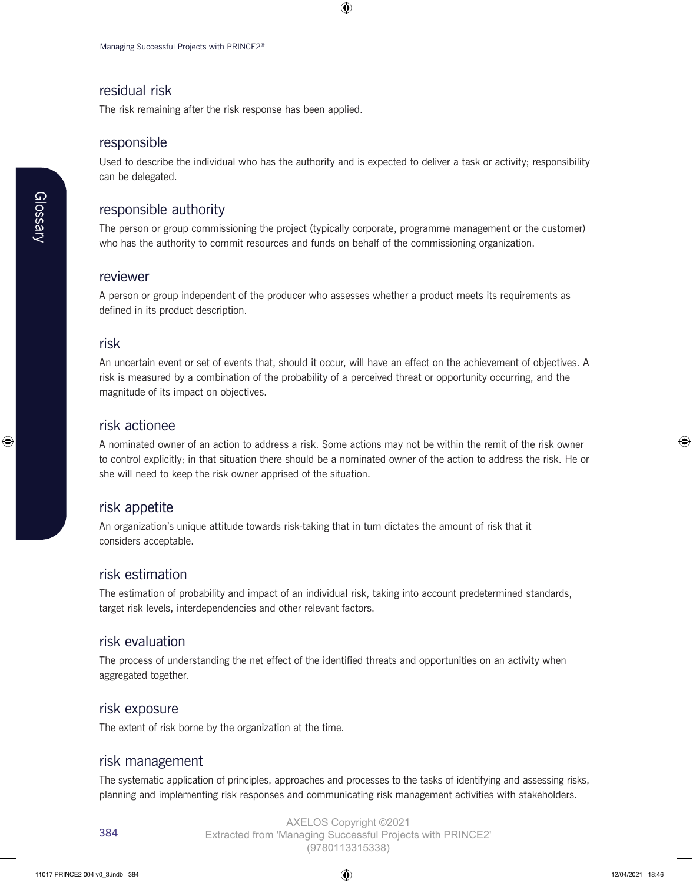## residual risk

The risk remaining after the risk response has been applied.

## responsible

Used to describe the individual who has the authority and is expected to deliver a task or activity; responsibility can be delegated.

## responsible authority

The person or group commissioning the project (typically corporate, programme management or the customer) who has the authority to commit resources and funds on behalf of the commissioning organization.

## reviewer

A person or group independent of the producer who assesses whether a product meets its requirements as defined in its product description.

## risk

An uncertain event or set of events that, should it occur, will have an effect on the achievement of objectives. A risk is measured by a combination of the probability of a perceived threat or opportunity occurring, and the magnitude of its impact on objectives.

## risk actionee

A nominated owner of an action to address a risk. Some actions may not be within the remit of the risk owner to control explicitly; in that situation there should be a nominated owner of the action to address the risk. He or she will need to keep the risk owner apprised of the situation.

## risk appetite

An organization's unique attitude towards risk-taking that in turn dictates the amount of risk that it considers acceptable.

## risk estimation

The estimation of probability and impact of an individual risk, taking into account predetermined standards, target risk levels, interdependencies and other relevant factors.

## risk evaluation

The process of understanding the net effect of the identified threats and opportunities on an activity when aggregated together.

## risk exposure

The extent of risk borne by the organization at the time.

## risk management

The systematic application of principles, approaches and processes to the tasks of identifying and assessing risks, planning and implementing risk responses and communicating risk management activities with stakeholders.

AXELOS Copyright ©2021
Extracted from 'Managing Successful Projects with PRINCE2' (9780113315338)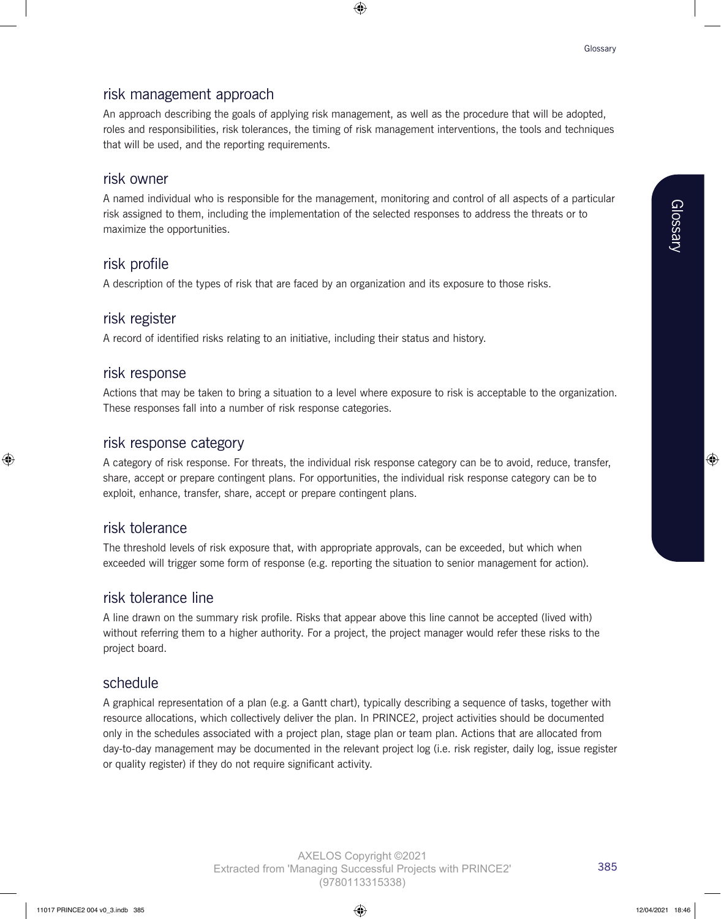## risk management approach

An approach describing the goals of applying risk management, as well as the procedure that will be adopted, roles and responsibilities, risk tolerances, the timing of risk management interventions, the tools and techniques that will be used, and the reporting requirements.

## risk owner

A named individual who is responsible for the management, monitoring and control of all aspects of a particular risk assigned to them, including the implementation of the selected responses to address the threats or to maximize the opportunities.

## risk profile

A description of the types of risk that are faced by an organization and its exposure to those risks.

## risk register

A record of identified risks relating to an initiative, including their status and history.

## risk response

Actions that may be taken to bring a situation to a level where exposure to risk is acceptable to the organization. These responses fall into a number of risk response categories.

## risk response category

A category of risk response. For threats, the individual risk response category can be to avoid, reduce, transfer, share, accept or prepare contingent plans. For opportunities, the individual risk response category can be to exploit, enhance, transfer, share, accept or prepare contingent plans.

## risk tolerance

The threshold levels of risk exposure that, with appropriate approvals, can be exceeded, but which when exceeded will trigger some form of response (e.g. reporting the situation to senior management for action).

## risk tolerance line

A line drawn on the summary risk profile. Risks that appear above this line cannot be accepted (lived with) without referring them to a higher authority. For a project, the project manager would refer these risks to the project board.

## schedule

A graphical representation of a plan (e.g. a Gantt chart), typically describing a sequence of tasks, together with resource allocations, which collectively deliver the plan. In PRINCE2, project activities should be documented only in the schedules associated with a project plan, stage plan or team plan. Actions that are allocated from day-to-day management may be documented in the relevant project log (i.e. risk register, daily log, issue register or quality register) if they do not require significant activity.

AXELOS Copyright ©2021
Extracted from 'Managing Successful Projects with PRINCE2' (9780113315338)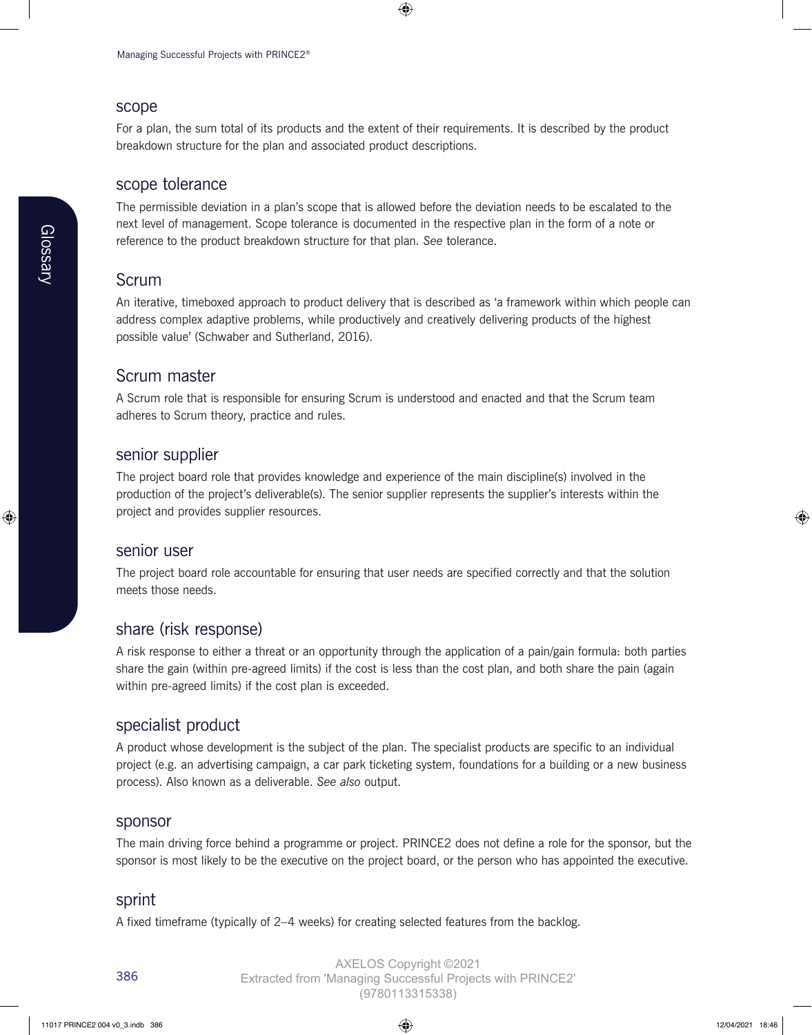## scope

For a plan, the sum total of its products and the extent of their requirements. It is described by the product breakdown structure for the plan and associated product descriptions.

## scope tolerance

The permissible deviation in a plan's scope that is allowed before the deviation needs to be escalated to the next level of management. Scope tolerance is documented in the respective plan in the form of a note or reference to the product breakdown structure for that plan. *See* tolerance.

## Scrum

An iterative, timeboxed approach to product delivery that is described as 'a framework within which people can address complex adaptive problems, while productively and creatively delivering products of the highest possible value' (Schwaber and Sutherland, 2016).

## Scrum master

A Scrum role that is responsible for ensuring Scrum is understood and enacted and that the Scrum team adheres to Scrum theory, practice and rules.

## senior supplier

The project board role that provides knowledge and experience of the main discipline(s) involved in the production of the project's deliverable(s). The senior supplier represents the supplier's interests within the project and provides supplier resources.

## senior user

The project board role accountable for ensuring that user needs are specified correctly and that the solution meets those needs.

## share (risk response)

A risk response to either a threat or an opportunity through the application of a pain/gain formula: both parties share the gain (within pre-agreed limits) if the cost is less than the cost plan, and both share the pain (again within pre-agreed limits) if the cost plan is exceeded.

## specialist product

A product whose development is the subject of the plan. The specialist products are specific to an individual project (e.g. an advertising campaign, a car park ticketing system, foundations for a building or a new business process). Also known as a deliverable. *See also* output.

## sponsor

The main driving force behind a programme or project. PRINCE2 does not define a role for the sponsor, but the sponsor is most likely to be the executive on the project board, or the person who has appointed the executive.

## sprint

A fixed timeframe (typically of 2–4 weeks) for creating selected features from the backlog.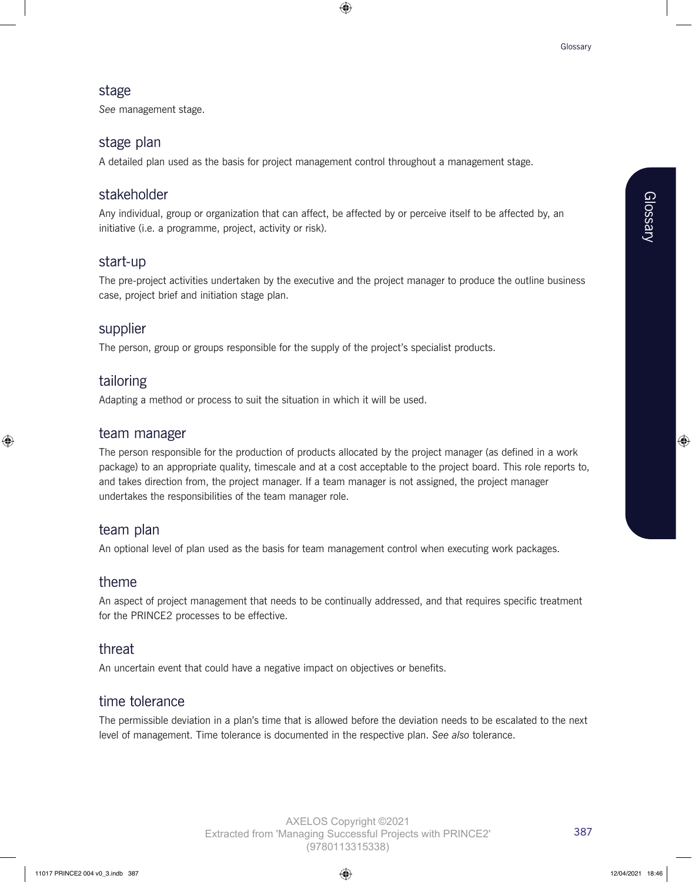## stage

*See* management stage.

## stage plan

A detailed plan used as the basis for project management control throughout a management stage.

## stakeholder

Any individual, group or organization that can affect, be affected by or perceive itself to be affected by, an initiative (i.e. a programme, project, activity or risk).

## start-up

The pre-project activities undertaken by the executive and the project manager to produce the outline business case, project brief and initiation stage plan.

## supplier

The person, group or groups responsible for the supply of the project's specialist products.

## tailoring

Adapting a method or process to suit the situation in which it will be used.

## team manager

The person responsible for the production of products allocated by the project manager (as defined in a work package) to an appropriate quality, timescale and at a cost acceptable to the project board. This role reports to, and takes direction from, the project manager. If a team manager is not assigned, the project manager undertakes the responsibilities of the team manager role.

## team plan

An optional level of plan used as the basis for team management control when executing work packages.

## theme

An aspect of project management that needs to be continually addressed, and that requires specific treatment for the PRINCE2 processes to be effective.

## threat

An uncertain event that could have a negative impact on objectives or benefits.

## time tolerance

The permissible deviation in a plan's time that is allowed before the deviation needs to be escalated to the next level of management. Time tolerance is documented in the respective plan. *See also* tolerance.

AXELOS Copyright ©2021
Extracted from 'Managing Successful Projects with PRINCE2' (9780113315338)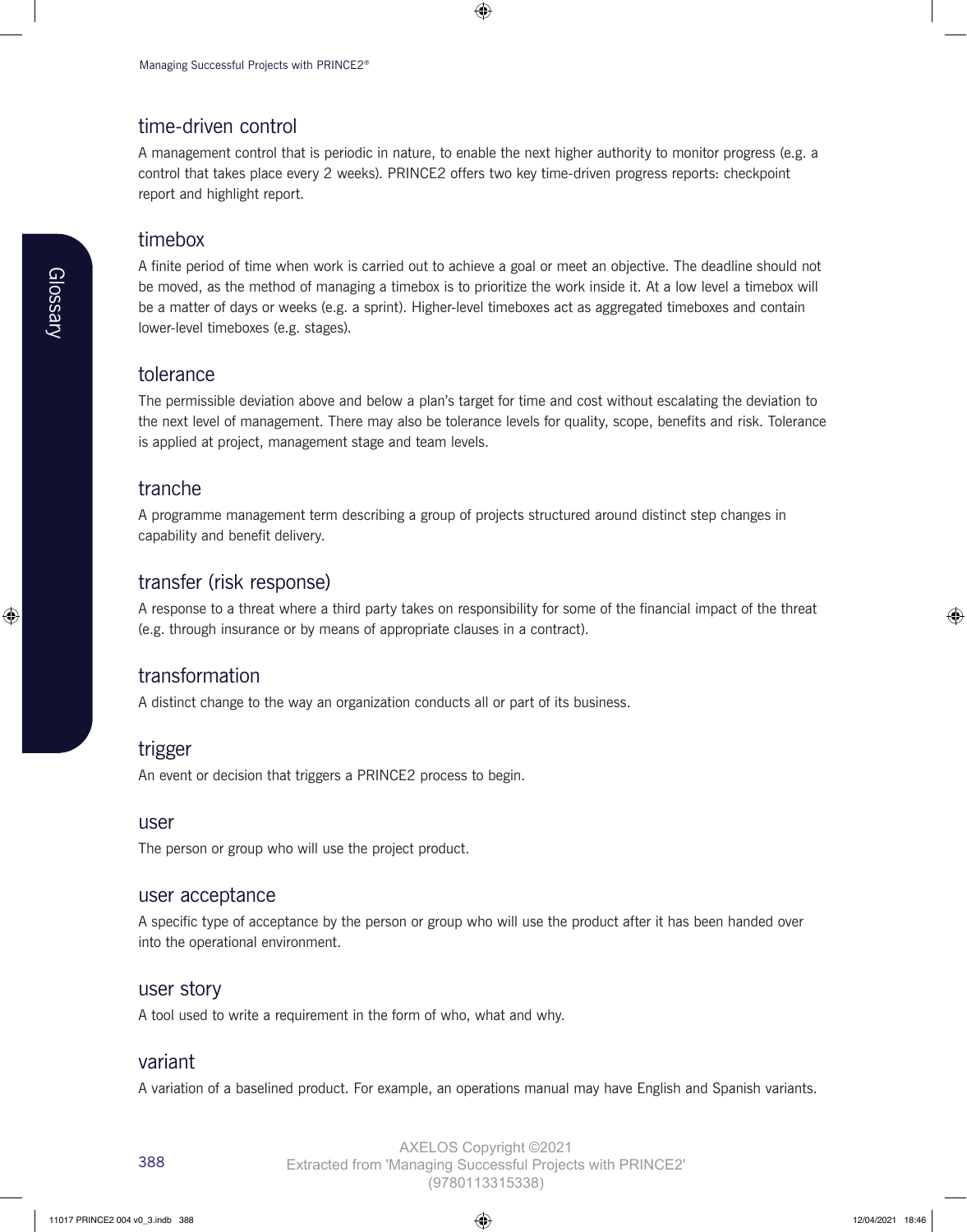### time-driven control

A management control that is periodic in nature, to enable the next higher authority to monitor progress (e.g. a control that takes place every 2 weeks). PRINCE2 offers two key time-driven progress reports: checkpoint report and highlight report.

### timebox

A finite period of time when work is carried out to achieve a goal or meet an objective. The deadline should not be moved, as the method of managing a timebox is to prioritize the work inside it. At a low level a timebox will be a matter of days or weeks (e.g. a sprint). Higher-level timeboxes act as aggregated timeboxes and contain lower-level timeboxes (e.g. stages).

### tolerance

The permissible deviation above and below a plan's target for time and cost without escalating the deviation to the next level of management. There may also be tolerance levels for quality, scope, benefits and risk. Tolerance is applied at project, management stage and team levels.

### tranche

A programme management term describing a group of projects structured around distinct step changes in capability and benefit delivery.

### transfer (risk response)

A response to a threat where a third party takes on responsibility for some of the financial impact of the threat (e.g. through insurance or by means of appropriate clauses in a contract).

### transformation

A distinct change to the way an organization conducts all or part of its business.

### trigger

An event or decision that triggers a PRINCE2 process to begin.

### user

The person or group who will use the project product.

### user acceptance

A specific type of acceptance by the person or group who will use the product after it has been handed over into the operational environment.

### user story

A tool used to write a requirement in the form of who, what and why.

### variant

A variation of a baselined product. For example, an operations manual may have English and Spanish variants.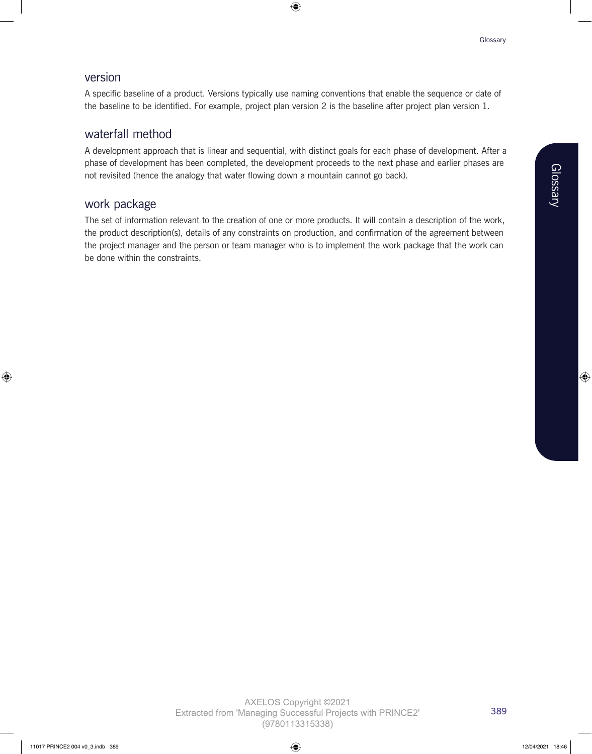## version

A specific baseline of a product. Versions typically use naming conventions that enable the sequence or date of the baseline to be identified. For example, project plan version 2 is the baseline after project plan version 1.

## waterfall method

A development approach that is linear and sequential, with distinct goals for each phase of development. After a phase of development has been completed, the development proceeds to the next phase and earlier phases are not revisited (hence the analogy that water flowing down a mountain cannot go back).

## work package

The set of information relevant to the creation of one or more products. It will contain a description of the work, the product description(s), details of any constraints on production, and confirmation of the agreement between the project manager and the person or team manager who is to implement the work package that the work can be done within the constraints.